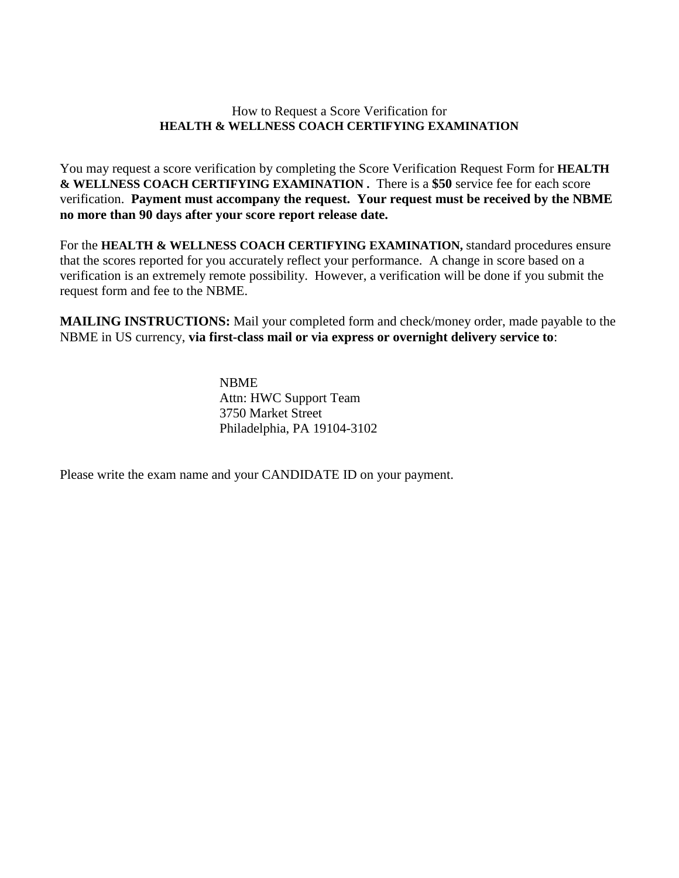How to Request a Score Verification for
**HEALTH & WELLNESS COACH CERTIFYING EXAMINATION**

You may request a score verification by completing the Score Verification Request Form for **HEALTH & WELLNESS COACH CERTIFYING EXAMINATION .** There is a **$50** service fee for each score verification. **Payment must accompany the request. Your request must be received by the NBME no more than 90 days after your score report release date.**

For the **HEALTH & WELLNESS COACH CERTIFYING EXAMINATION,** standard procedures ensure that the scores reported for you accurately reflect your performance. A change in score based on a verification is an extremely remote possibility. However, a verification will be done if you submit the request form and fee to the NBME.

**MAILING INSTRUCTIONS:** Mail your completed form and check/money order, made payable to the NBME in US currency, **via first-class mail or via express or overnight delivery service to**:

NBME
Attn: HWC Support Team
3750 Market Street
Philadelphia, PA 19104-3102

Please write the exam name and your CANDIDATE ID on your payment.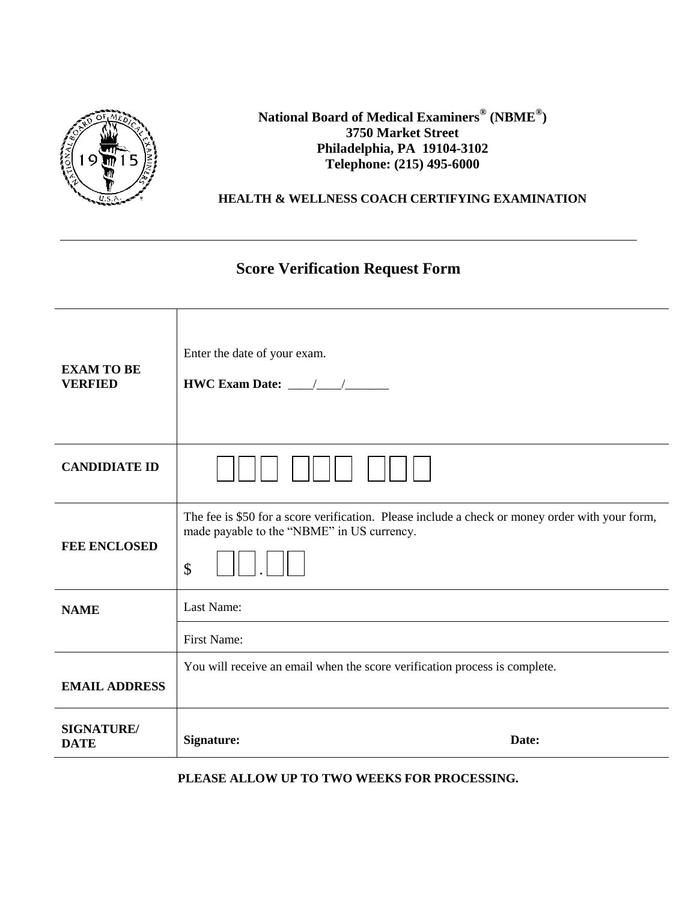**National Board of Medical Examiners® (NBME®)**
**3750 Market Street**
**Philadelphia, PA 19104-3102**
**Telephone: (215) 495-6000**

**HEALTH & WELLNESS COACH CERTIFYING EXAMINATION**

---

## Score Verification Request Form

| | |
|---|---|
| **EXAM TO BE VERFIED** | Enter the date of your exam.<br><br>**HWC Exam Date:** ____/____/_______ |
| **CANDIDIATE ID** | ☐☐☐ ☐☐☐ ☐☐☐ |
| **FEE ENCLOSED** | The fee is $50 for a score verification. Please include a check or money order with your form, made payable to the "NBME" in US currency.<br><br>$ ☐☐.☐☐ |
| **NAME** | Last Name: |
| | First Name: |
| **EMAIL ADDRESS** | You will receive an email when the score verification process is complete. |
| **SIGNATURE/ DATE** | **Signature:** **Date:** |

**PLEASE ALLOW UP TO TWO WEEKS FOR PROCESSING.**